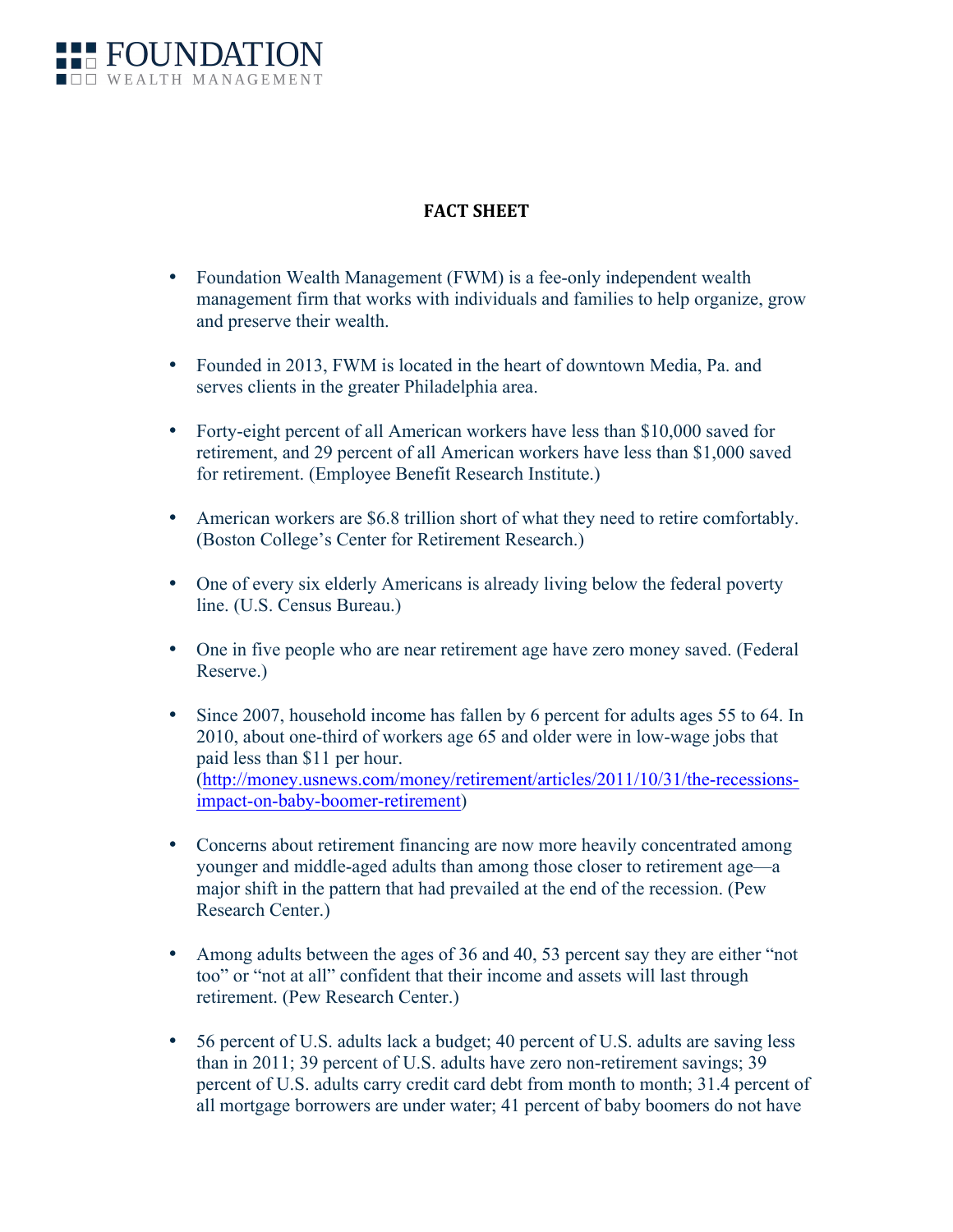FOUNDATION
WEALTH MANAGEMENT

## FACT SHEET

- Foundation Wealth Management (FWM) is a fee-only independent wealth management firm that works with individuals and families to help organize, grow and preserve their wealth.

- Founded in 2013, FWM is located in the heart of downtown Media, Pa. and serves clients in the greater Philadelphia area.

- Forty-eight percent of all American workers have less than $10,000 saved for retirement, and 29 percent of all American workers have less than $1,000 saved for retirement. (Employee Benefit Research Institute.)

- American workers are $6.8 trillion short of what they need to retire comfortably. (Boston College's Center for Retirement Research.)

- One of every six elderly Americans is already living below the federal poverty line. (U.S. Census Bureau.)

- One in five people who are near retirement age have zero money saved. (Federal Reserve.)

- Since 2007, household income has fallen by 6 percent for adults ages 55 to 64. In 2010, about one-third of workers age 65 and older were in low-wage jobs that paid less than $11 per hour. (http://money.usnews.com/money/retirement/articles/2011/10/31/the-recessions-impact-on-baby-boomer-retirement)

- Concerns about retirement financing are now more heavily concentrated among younger and middle-aged adults than among those closer to retirement age—a major shift in the pattern that had prevailed at the end of the recession. (Pew Research Center.)

- Among adults between the ages of 36 and 40, 53 percent say they are either "not too" or "not at all" confident that their income and assets will last through retirement. (Pew Research Center.)

- 56 percent of U.S. adults lack a budget; 40 percent of U.S. adults are saving less than in 2011; 39 percent of U.S. adults have zero non-retirement savings; 39 percent of U.S. adults carry credit card debt from month to month; 31.4 percent of all mortgage borrowers are under water; 41 percent of baby boomers do not have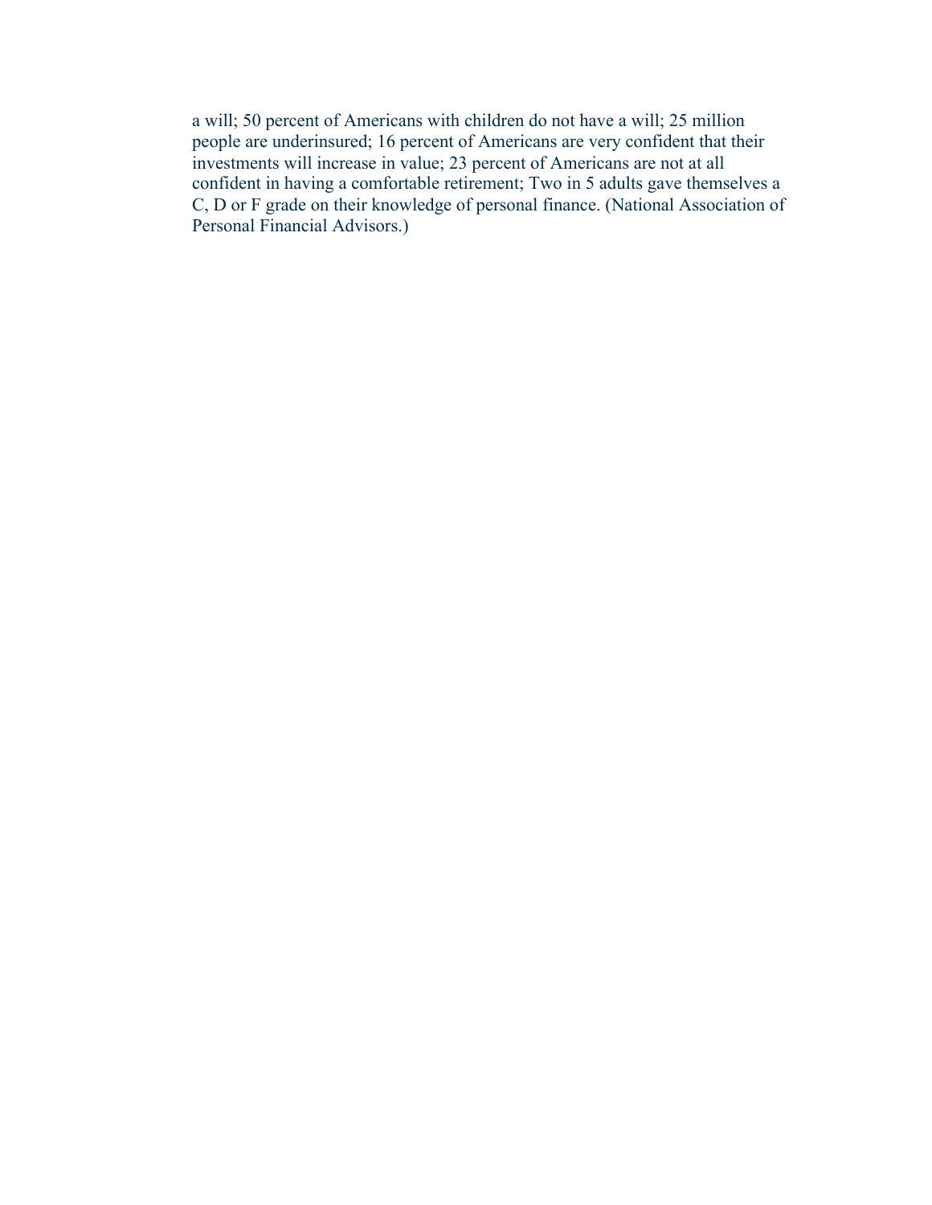a will; 50 percent of Americans with children do not have a will; 25 million people are underinsured; 16 percent of Americans are very confident that their investments will increase in value; 23 percent of Americans are not at all confident in having a comfortable retirement; Two in 5 adults gave themselves a C, D or F grade on their knowledge of personal finance. (National Association of Personal Financial Advisors.)